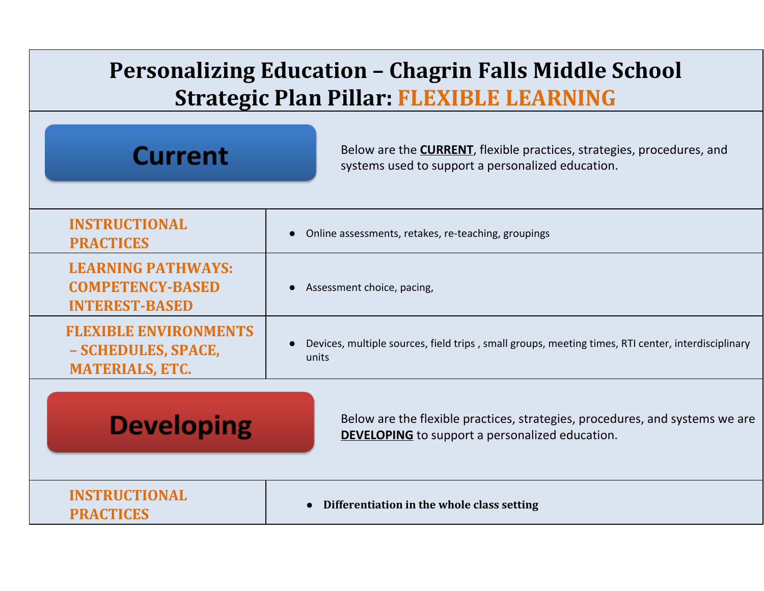# Personalizing Education – Chagrin Falls Middle School
# Strategic Plan Pillar: FLEXIBLE LEARNING

## Current

Below are the **CURRENT**, flexible practices, strategies, procedures, and systems used to support a personalized education.

| | |
|---|---|
| **INSTRUCTIONAL PRACTICES** | • Online assessments, retakes, re-teaching, groupings |
| **LEARNING PATHWAYS: COMPETENCY-BASED INTEREST-BASED** | • Assessment choice, pacing, |
| **FLEXIBLE ENVIRONMENTS – SCHEDULES, SPACE, MATERIALS, ETC.** | • Devices, multiple sources, field trips , small groups, meeting times, RTI center, interdisciplinary units |

## Developing

Below are the flexible practices, strategies, procedures, and systems we are **DEVELOPING** to support a personalized education.

| | |
|---|---|
| **INSTRUCTIONAL PRACTICES** | • **Differentiation in the whole class setting** |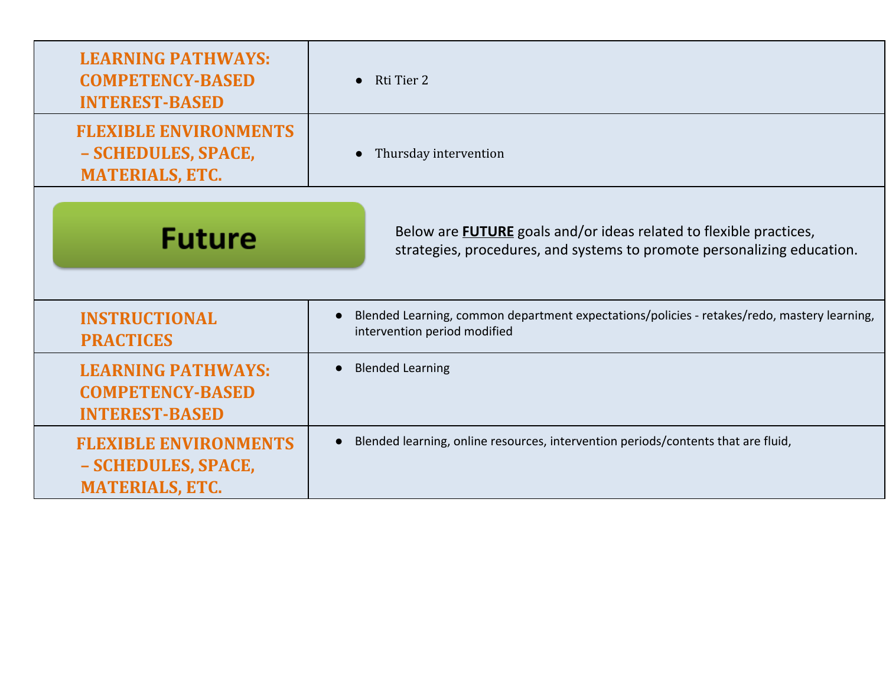| | |
|---|---|
| **LEARNING PATHWAYS: COMPETENCY-BASED INTEREST-BASED** | • Rti Tier 2 |
| **FLEXIBLE ENVIRONMENTS – SCHEDULES, SPACE, MATERIALS, ETC.** | • Thursday intervention |

## Future

Below are **FUTURE** goals and/or ideas related to flexible practices, strategies, procedures, and systems to promote personalizing education.

| | |
|---|---|
| **INSTRUCTIONAL PRACTICES** | • Blended Learning, common department expectations/policies - retakes/redo, mastery learning, intervention period modified |
| **LEARNING PATHWAYS: COMPETENCY-BASED INTEREST-BASED** | • Blended Learning |
| **FLEXIBLE ENVIRONMENTS – SCHEDULES, SPACE, MATERIALS, ETC.** | • Blended learning, online resources, intervention periods/contents that are fluid, |